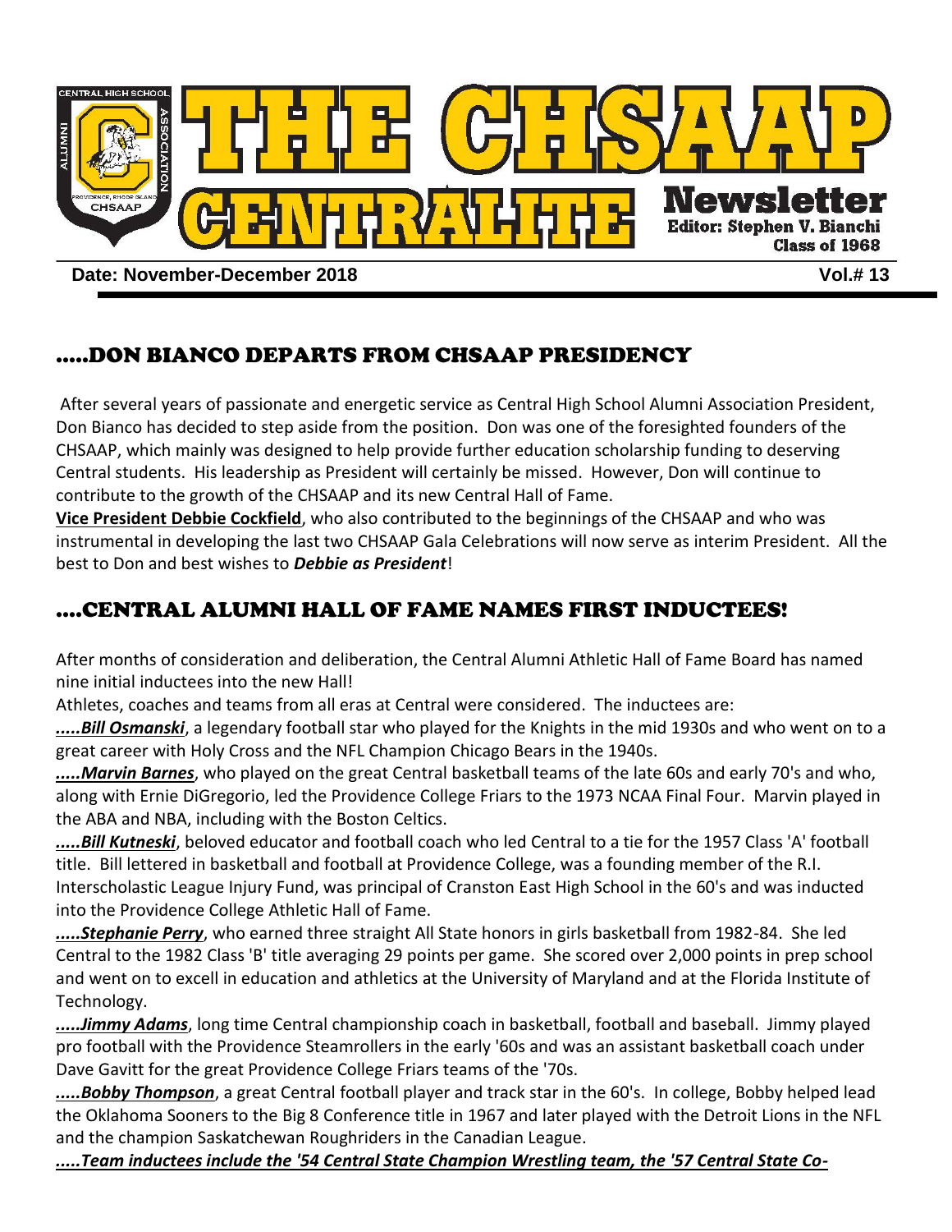# THE CHSAAP CENTRALITE Newsletter

**Editor: Stephen V. Bianchi**
**Class of 1968**

**Date: November-December 2018** **Vol.# 13**

## .....DON BIANCO DEPARTS FROM CHSAAP PRESIDENCY

After several years of passionate and energetic service as Central High School Alumni Association President, Don Bianco has decided to step aside from the position. Don was one of the foresighted founders of the CHSAAP, which mainly was designed to help provide further education scholarship funding to deserving Central students. His leadership as President will certainly be missed. However, Don will continue to contribute to the growth of the CHSAAP and its new Central Hall of Fame.

**Vice President Debbie Cockfield**, who also contributed to the beginnings of the CHSAAP and who was instrumental in developing the last two CHSAAP Gala Celebrations will now serve as interim President. All the best to Don and best wishes to ***Debbie as President***!

## ....CENTRAL ALUMNI HALL OF FAME NAMES FIRST INDUCTEES!

After months of consideration and deliberation, the Central Alumni Athletic Hall of Fame Board has named nine initial inductees into the new Hall!

Athletes, coaches and teams from all eras at Central were considered. The inductees are:

***.....Bill Osmanski***, a legendary football star who played for the Knights in the mid 1930s and who went on to a great career with Holy Cross and the NFL Champion Chicago Bears in the 1940s.

***.....Marvin Barnes***, who played on the great Central basketball teams of the late 60s and early 70's and who, along with Ernie DiGregorio, led the Providence College Friars to the 1973 NCAA Final Four. Marvin played in the ABA and NBA, including with the Boston Celtics.

***.....Bill Kutneski***, beloved educator and football coach who led Central to a tie for the 1957 Class 'A' football title. Bill lettered in basketball and football at Providence College, was a founding member of the R.I. Interscholastic League Injury Fund, was principal of Cranston East High School in the 60's and was inducted into the Providence College Athletic Hall of Fame.

***.....Stephanie Perry***, who earned three straight All State honors in girls basketball from 1982-84. She led Central to the 1982 Class 'B' title averaging 29 points per game. She scored over 2,000 points in prep school and went on to excel in education and athletics at the University of Maryland and at the Florida Institute of Technology.

***.....Jimmy Adams***, long time Central championship coach in basketball, football and baseball. Jimmy played pro football with the Providence Steamrollers in the early '60s and was an assistant basketball coach under Dave Gavitt for the great Providence College Friars teams of the '70s.

***.....Bobby Thompson***, a great Central football player and track star in the 60's. In college, Bobby helped lead the Oklahoma Sooners to the Big 8 Conference title in 1967 and later played with the Detroit Lions in the NFL and the champion Saskatchewan Roughriders in the Canadian League.

***.....Team inductees include the '54 Central State Champion Wrestling team, the '57 Central State Co-***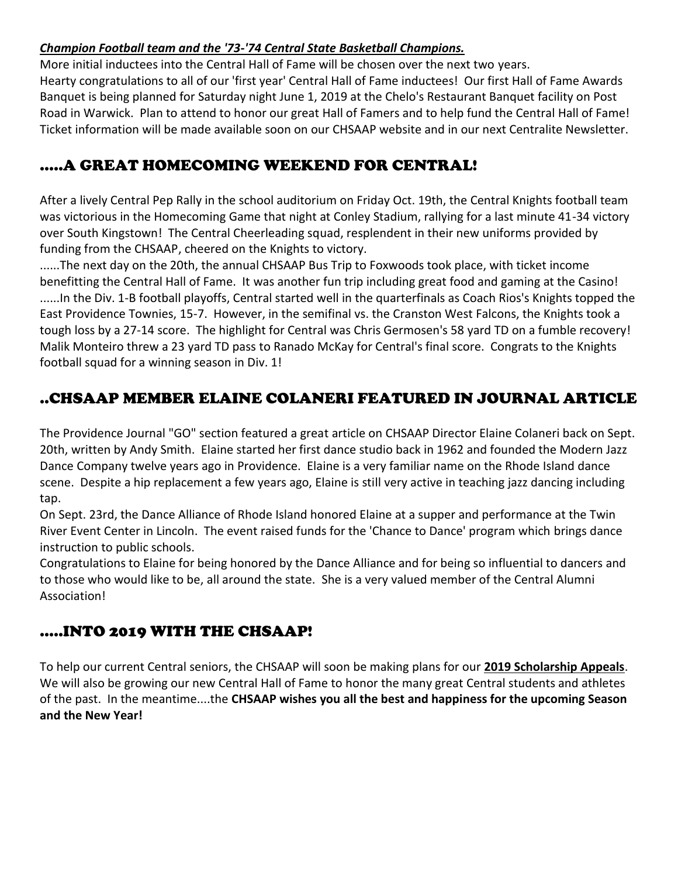***Champion Football team and the '73-'74 Central State Basketball Champions.***

More initial inductees into the Central Hall of Fame will be chosen over the next two years.
Hearty congratulations to all of our 'first year' Central Hall of Fame inductees! Our first Hall of Fame Awards Banquet is being planned for Saturday night June 1, 2019 at the Chelo's Restaurant Banquet facility on Post Road in Warwick. Plan to attend to honor our great Hall of Famers and to help fund the Central Hall of Fame! Ticket information will be made available soon on our CHSAAP website and in our next Centralite Newsletter.

## .....A GREAT HOMECOMING WEEKEND FOR CENTRAL!

After a lively Central Pep Rally in the school auditorium on Friday Oct. 19th, the Central Knights football team was victorious in the Homecoming Game that night at Conley Stadium, rallying for a last minute 41-34 victory over South Kingstown! The Central Cheerleading squad, resplendent in their new uniforms provided by funding from the CHSAAP, cheered on the Knights to victory.

......The next day on the 20th, the annual CHSAAP Bus Trip to Foxwoods took place, with ticket income benefitting the Central Hall of Fame. It was another fun trip including great food and gaming at the Casino!

......In the Div. 1-B football playoffs, Central started well in the quarterfinals as Coach Rios's Knights topped the East Providence Townies, 15-7. However, in the semifinal vs. the Cranston West Falcons, the Knights took a tough loss by a 27-14 score. The highlight for Central was Chris Germosen's 58 yard TD on a fumble recovery! Malik Monteiro threw a 23 yard TD pass to Ranado McKay for Central's final score. Congrats to the Knights football squad for a winning season in Div. 1!

## ..CHSAAP MEMBER ELAINE COLANERI FEATURED IN JOURNAL ARTICLE

The Providence Journal "GO" section featured a great article on CHSAAP Director Elaine Colaneri back on Sept. 20th, written by Andy Smith. Elaine started her first dance studio back in 1962 and founded the Modern Jazz Dance Company twelve years ago in Providence. Elaine is a very familiar name on the Rhode Island dance scene. Despite a hip replacement a few years ago, Elaine is still very active in teaching jazz dancing including tap.

On Sept. 23rd, the Dance Alliance of Rhode Island honored Elaine at a supper and performance at the Twin River Event Center in Lincoln. The event raised funds for the 'Chance to Dance' program which brings dance instruction to public schools.

Congratulations to Elaine for being honored by the Dance Alliance and for being so influential to dancers and to those who would like to be, all around the state. She is a very valued member of the Central Alumni Association!

## .....INTO 2019 WITH THE CHSAAP!

To help our current Central seniors, the CHSAAP will soon be making plans for our **2019 Scholarship Appeals**. We will also be growing our new Central Hall of Fame to honor the many great Central students and athletes of the past. In the meantime....the **CHSAAP wishes you all the best and happiness for the upcoming Season and the New Year!**